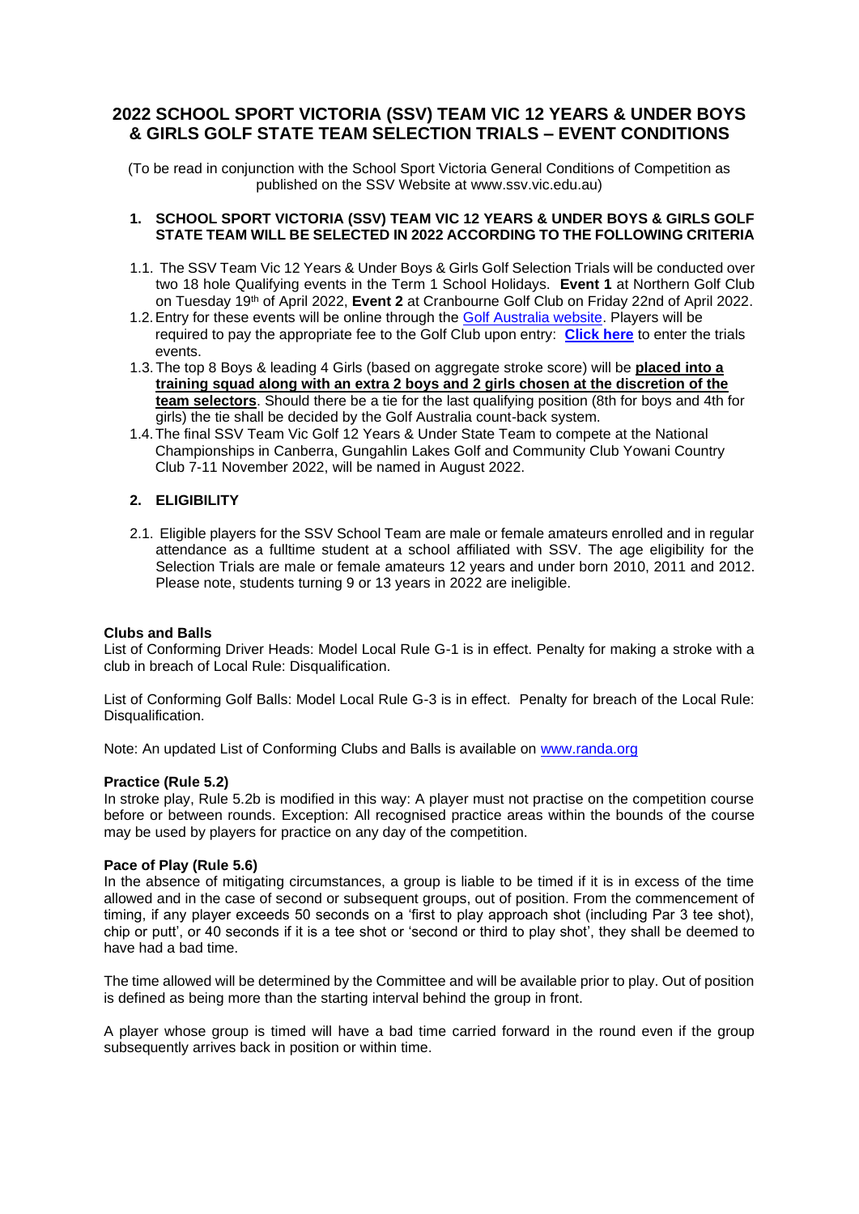# 2022 SCHOOL SPORT VICTORIA (SSV) TEAM VIC 12 YEARS & UNDER BOYS & GIRLS GOLF STATE TEAM SELECTION TRIALS – EVENT CONDITIONS

(To be read in conjunction with the School Sport Victoria General Conditions of Competition as published on the SSV Website at www.ssv.vic.edu.au)

## 1. SCHOOL SPORT VICTORIA (SSV) TEAM VIC 12 YEARS & UNDER BOYS & GIRLS GOLF STATE TEAM WILL BE SELECTED IN 2022 ACCORDING TO THE FOLLOWING CRITERIA

1.1. The SSV Team Vic 12 Years & Under Boys & Girls Golf Selection Trials will be conducted over two 18 hole Qualifying events in the Term 1 School Holidays. **Event 1** at Northern Golf Club on Tuesday 19th of April 2022, **Event 2** at Cranbourne Golf Club on Friday 22nd of April 2022.

1.2. Entry for these events will be online through the Golf Australia website. Players will be required to pay the appropriate fee to the Golf Club upon entry: **Click here** to enter the trials events.

1.3. The top 8 Boys & leading 4 Girls (based on aggregate stroke score) will be **placed into a training squad along with an extra 2 boys and 2 girls chosen at the discretion of the team selectors**. Should there be a tie for the last qualifying position (8th for boys and 4th for girls) the tie shall be decided by the Golf Australia count-back system.

1.4. The final SSV Team Vic Golf 12 Years & Under State Team to compete at the National Championships in Canberra, Gungahlin Lakes Golf and Community Club Yowani Country Club 7-11 November 2022, will be named in August 2022.

## 2. ELIGIBILITY

2.1. Eligible players for the SSV School Team are male or female amateurs enrolled and in regular attendance as a fulltime student at a school affiliated with SSV. The age eligibility for the Selection Trials are male or female amateurs 12 years and under born 2010, 2011 and 2012. Please note, students turning 9 or 13 years in 2022 are ineligible.

### Clubs and Balls

List of Conforming Driver Heads: Model Local Rule G-1 is in effect. Penalty for making a stroke with a club in breach of Local Rule: Disqualification.

List of Conforming Golf Balls: Model Local Rule G-3 is in effect. Penalty for breach of the Local Rule: Disqualification.

Note: An updated List of Conforming Clubs and Balls is available on www.randa.org

### Practice (Rule 5.2)

In stroke play, Rule 5.2b is modified in this way: A player must not practise on the competition course before or between rounds. Exception: All recognised practice areas within the bounds of the course may be used by players for practice on any day of the competition.

### Pace of Play (Rule 5.6)

In the absence of mitigating circumstances, a group is liable to be timed if it is in excess of the time allowed and in the case of second or subsequent groups, out of position. From the commencement of timing, if any player exceeds 50 seconds on a 'first to play approach shot (including Par 3 tee shot), chip or putt', or 40 seconds if it is a tee shot or 'second or third to play shot', they shall be deemed to have had a bad time.

The time allowed will be determined by the Committee and will be available prior to play. Out of position is defined as being more than the starting interval behind the group in front.

A player whose group is timed will have a bad time carried forward in the round even if the group subsequently arrives back in position or within time.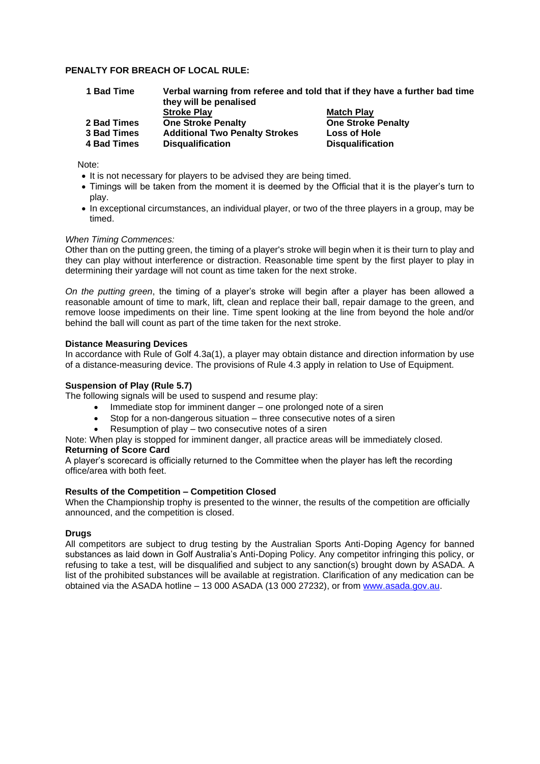**PENALTY FOR BREACH OF LOCAL RULE:**

| | | |
|---|---|---|
| **1 Bad Time** | **Verbal warning from referee and told that if they have a further bad time they will be penalised** | |
| | **Stroke Play** | **Match Play** |
| **2 Bad Times** | **One Stroke Penalty** | **One Stroke Penalty** |
| **3 Bad Times** | **Additional Two Penalty Strokes** | **Loss of Hole** |
| **4 Bad Times** | **Disqualification** | **Disqualification** |

Note:

- It is not necessary for players to be advised they are being timed.
- Timings will be taken from the moment it is deemed by the Official that it is the player's turn to play.
- In exceptional circumstances, an individual player, or two of the three players in a group, may be timed.

*When Timing Commences:*
Other than on the putting green, the timing of a player's stroke will begin when it is their turn to play and they can play without interference or distraction. Reasonable time spent by the first player to play in determining their yardage will not count as time taken for the next stroke.

*On the putting green*, the timing of a player's stroke will begin after a player has been allowed a reasonable amount of time to mark, lift, clean and replace their ball, repair damage to the green, and remove loose impediments on their line. Time spent looking at the line from beyond the hole and/or behind the ball will count as part of the time taken for the next stroke.

**Distance Measuring Devices**
In accordance with Rule of Golf 4.3a(1), a player may obtain distance and direction information by use of a distance-measuring device. The provisions of Rule 4.3 apply in relation to Use of Equipment.

**Suspension of Play (Rule 5.7)**
The following signals will be used to suspend and resume play:

- Immediate stop for imminent danger – one prolonged note of a siren
- Stop for a non-dangerous situation – three consecutive notes of a siren
- Resumption of play – two consecutive notes of a siren

Note: When play is stopped for imminent danger, all practice areas will be immediately closed.

**Returning of Score Card**
A player's scorecard is officially returned to the Committee when the player has left the recording office/area with both feet.

**Results of the Competition – Competition Closed**
When the Championship trophy is presented to the winner, the results of the competition are officially announced, and the competition is closed.

**Drugs**
All competitors are subject to drug testing by the Australian Sports Anti-Doping Agency for banned substances as laid down in Golf Australia's Anti-Doping Policy. Any competitor infringing this policy, or refusing to take a test, will be disqualified and subject to any sanction(s) brought down by ASADA. A list of the prohibited substances will be available at registration. Clarification of any medication can be obtained via the ASADA hotline – 13 000 ASADA (13 000 27232), or from www.asada.gov.au.